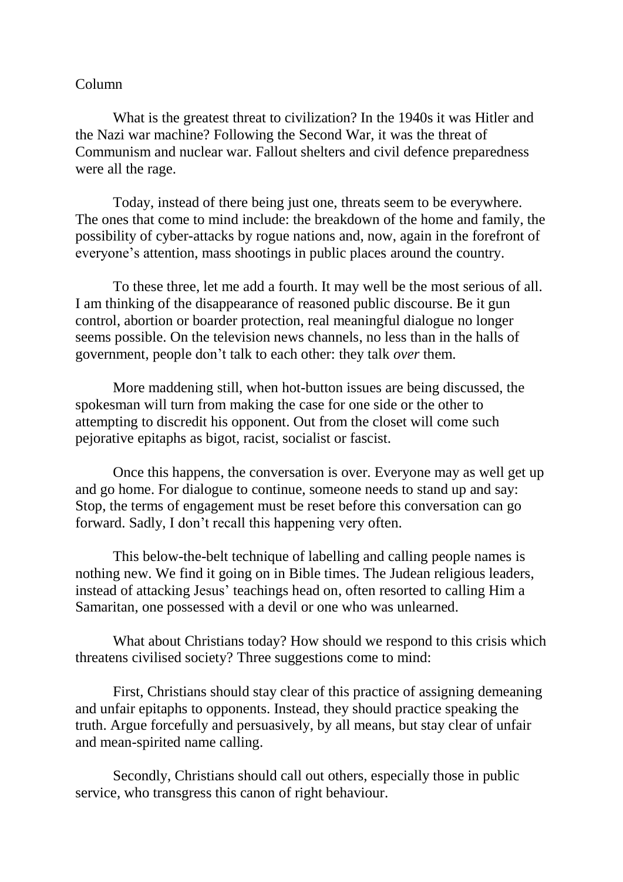Column

What is the greatest threat to civilization? In the 1940s it was Hitler and the Nazi war machine? Following the Second War, it was the threat of Communism and nuclear war. Fallout shelters and civil defence preparedness were all the rage.

Today, instead of there being just one, threats seem to be everywhere. The ones that come to mind include: the breakdown of the home and family, the possibility of cyber-attacks by rogue nations and, now, again in the forefront of everyone's attention, mass shootings in public places around the country.

To these three, let me add a fourth. It may well be the most serious of all. I am thinking of the disappearance of reasoned public discourse. Be it gun control, abortion or boarder protection, real meaningful dialogue no longer seems possible. On the television news channels, no less than in the halls of government, people don't talk to each other: they talk *over* them.

More maddening still, when hot-button issues are being discussed, the spokesman will turn from making the case for one side or the other to attempting to discredit his opponent. Out from the closet will come such pejorative epitaphs as bigot, racist, socialist or fascist.

Once this happens, the conversation is over. Everyone may as well get up and go home. For dialogue to continue, someone needs to stand up and say: Stop, the terms of engagement must be reset before this conversation can go forward. Sadly, I don't recall this happening very often.

This below-the-belt technique of labelling and calling people names is nothing new. We find it going on in Bible times. The Judean religious leaders, instead of attacking Jesus' teachings head on, often resorted to calling Him a Samaritan, one possessed with a devil or one who was unlearned.

What about Christians today? How should we respond to this crisis which threatens civilised society? Three suggestions come to mind:

First, Christians should stay clear of this practice of assigning demeaning and unfair epitaphs to opponents. Instead, they should practice speaking the truth. Argue forcefully and persuasively, by all means, but stay clear of unfair and mean-spirited name calling.

Secondly, Christians should call out others, especially those in public service, who transgress this canon of right behaviour.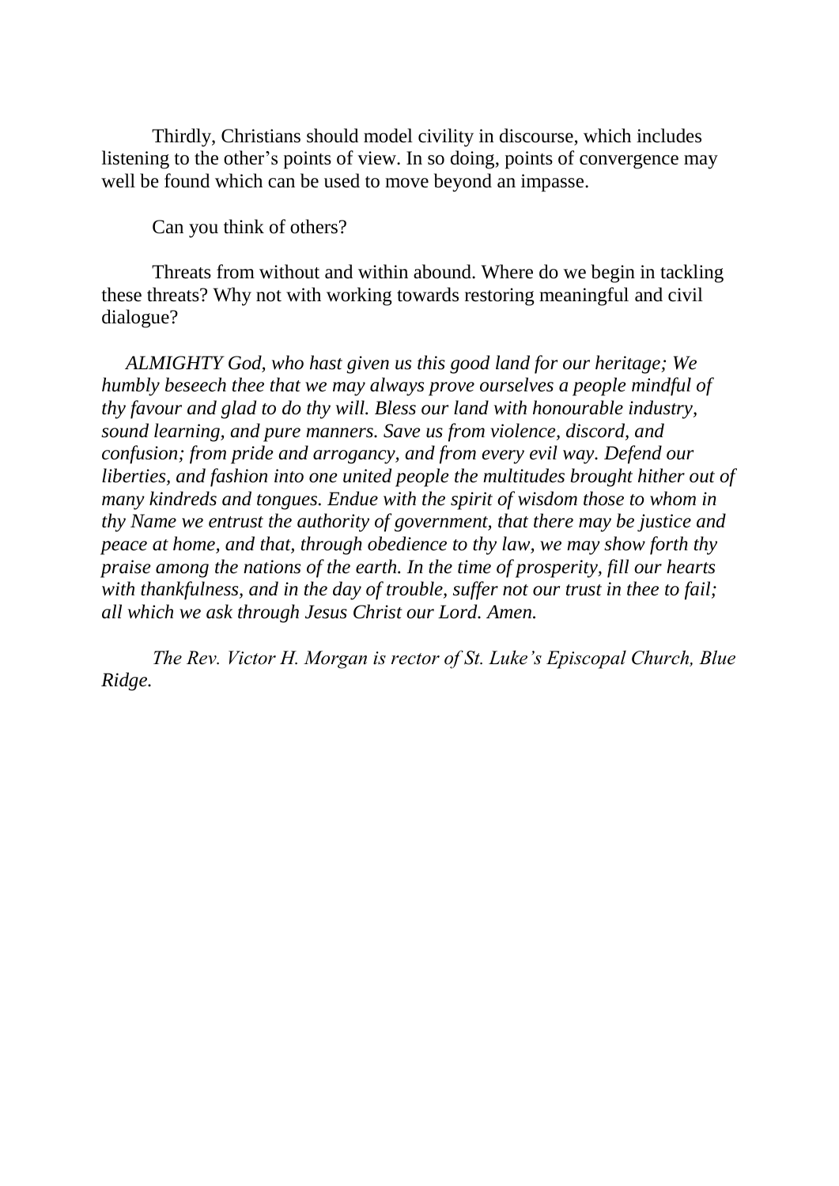Thirdly, Christians should model civility in discourse, which includes listening to the other's points of view. In so doing, points of convergence may well be found which can be used to move beyond an impasse.

Can you think of others?

Threats from without and within abound. Where do we begin in tackling these threats? Why not with working towards restoring meaningful and civil dialogue?

*ALMIGHTY God, who hast given us this good land for our heritage; We humbly beseech thee that we may always prove ourselves a people mindful of thy favour and glad to do thy will. Bless our land with honourable industry, sound learning, and pure manners. Save us from violence, discord, and confusion; from pride and arrogancy, and from every evil way. Defend our liberties, and fashion into one united people the multitudes brought hither out of many kindreds and tongues. Endue with the spirit of wisdom those to whom in thy Name we entrust the authority of government, that there may be justice and peace at home, and that, through obedience to thy law, we may show forth thy praise among the nations of the earth. In the time of prosperity, fill our hearts with thankfulness, and in the day of trouble, suffer not our trust in thee to fail; all which we ask through Jesus Christ our Lord. Amen.*

*The Rev. Victor H. Morgan is rector of St. Luke's Episcopal Church, Blue Ridge.*